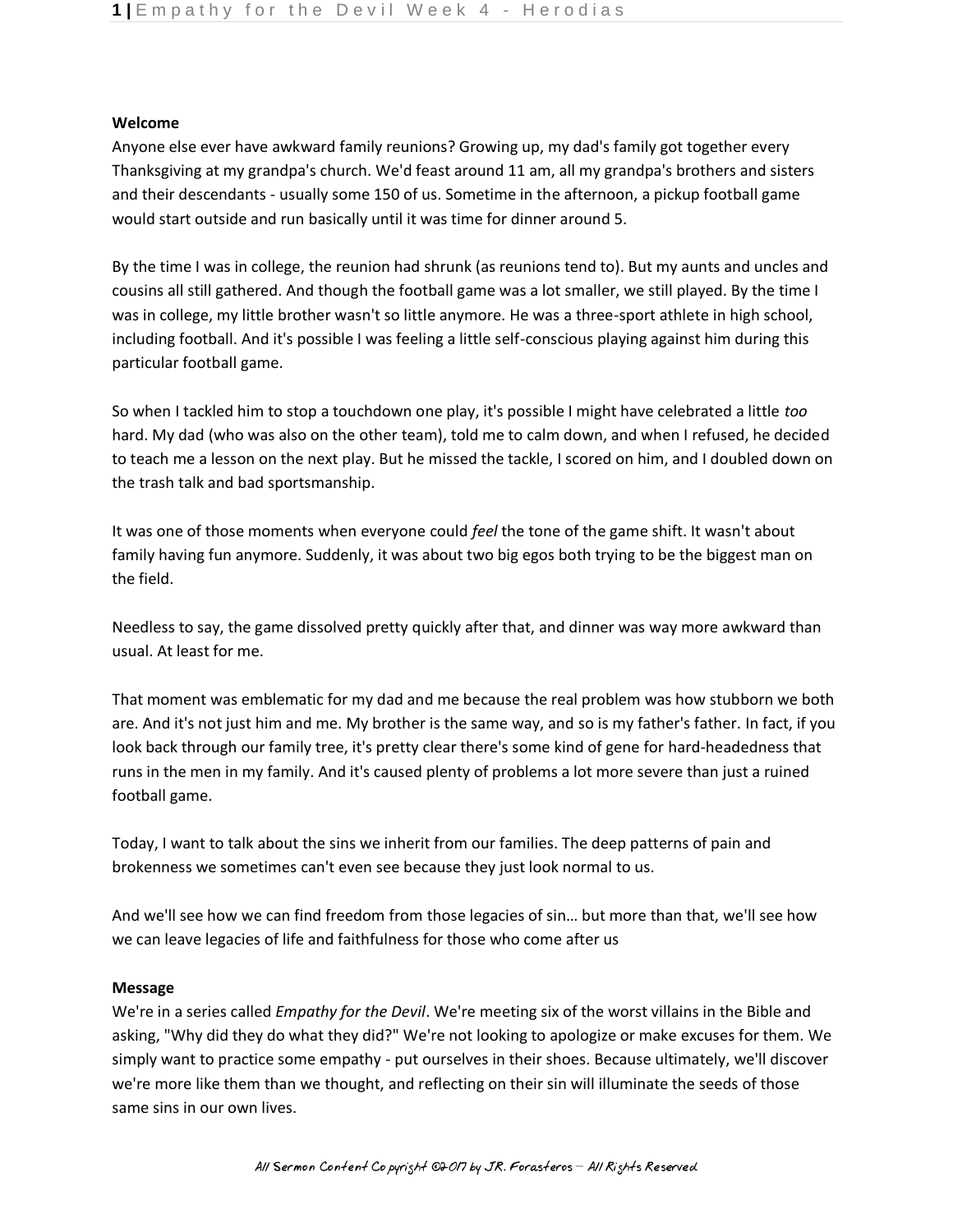**Welcome**

Anyone else ever have awkward family reunions? Growing up, my dad's family got together every Thanksgiving at my grandpa's church. We'd feast around 11 am, all my grandpa's brothers and sisters and their descendants - usually some 150 of us. Sometime in the afternoon, a pickup football game would start outside and run basically until it was time for dinner around 5.

By the time I was in college, the reunion had shrunk (as reunions tend to). But my aunts and uncles and cousins all still gathered. And though the football game was a lot smaller, we still played. By the time I was in college, my little brother wasn't so little anymore. He was a three-sport athlete in high school, including football. And it's possible I was feeling a little self-conscious playing against him during this particular football game.

So when I tackled him to stop a touchdown one play, it's possible I might have celebrated a little *too* hard. My dad (who was also on the other team), told me to calm down, and when I refused, he decided to teach me a lesson on the next play. But he missed the tackle, I scored on him, and I doubled down on the trash talk and bad sportsmanship.

It was one of those moments when everyone could *feel* the tone of the game shift. It wasn't about family having fun anymore. Suddenly, it was about two big egos both trying to be the biggest man on the field.

Needless to say, the game dissolved pretty quickly after that, and dinner was way more awkward than usual. At least for me.

That moment was emblematic for my dad and me because the real problem was how stubborn we both are. And it's not just him and me. My brother is the same way, and so is my father's father. In fact, if you look back through our family tree, it's pretty clear there's some kind of gene for hard-headedness that runs in the men in my family. And it's caused plenty of problems a lot more severe than just a ruined football game.

Today, I want to talk about the sins we inherit from our families. The deep patterns of pain and brokenness we sometimes can't even see because they just look normal to us.

And we'll see how we can find freedom from those legacies of sin… but more than that, we'll see how we can leave legacies of life and faithfulness for those who come after us

**Message**

We're in a series called *Empathy for the Devil*. We're meeting six of the worst villains in the Bible and asking, "Why did they do what they did?" We're not looking to apologize or make excuses for them. We simply want to practice some empathy - put ourselves in their shoes. Because ultimately, we'll discover we're more like them than we thought, and reflecting on their sin will illuminate the seeds of those same sins in our own lives.

All Sermon Content Copyright ©2017 by JR. Forasteros – All Rights Reserved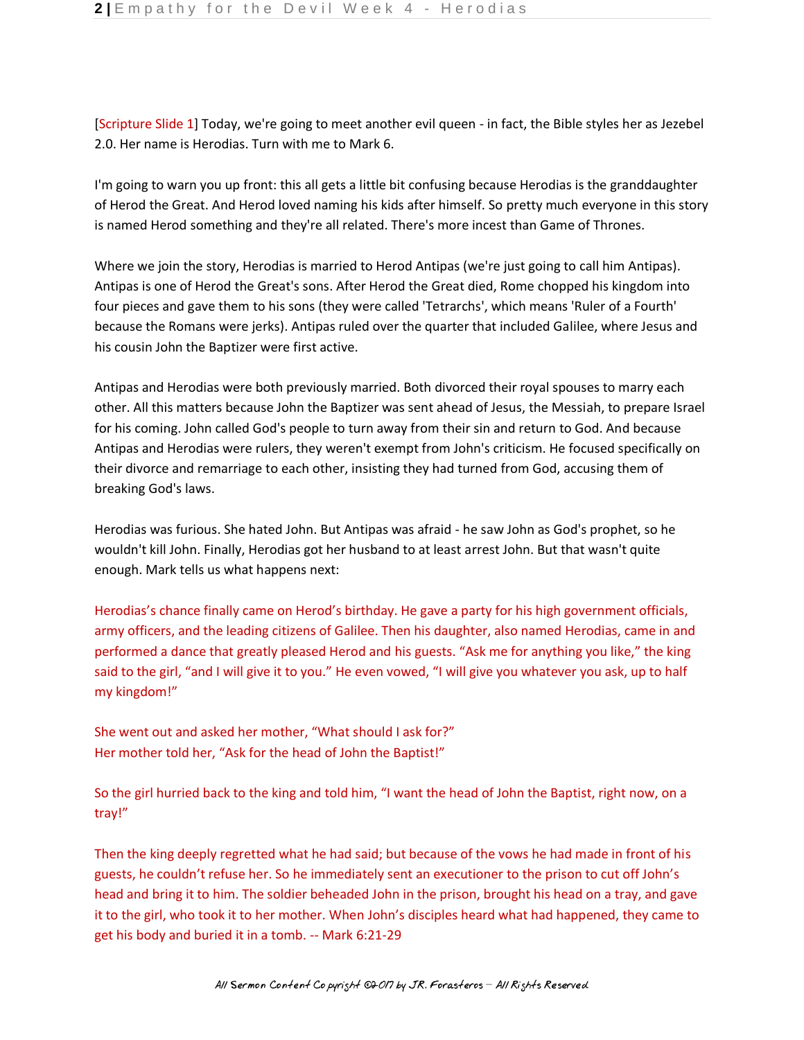[Scripture Slide 1] Today, we're going to meet another evil queen - in fact, the Bible styles her as Jezebel 2.0. Her name is Herodias. Turn with me to Mark 6.

I'm going to warn you up front: this all gets a little bit confusing because Herodias is the granddaughter of Herod the Great. And Herod loved naming his kids after himself. So pretty much everyone in this story is named Herod something and they're all related. There's more incest than Game of Thrones.

Where we join the story, Herodias is married to Herod Antipas (we're just going to call him Antipas). Antipas is one of Herod the Great's sons. After Herod the Great died, Rome chopped his kingdom into four pieces and gave them to his sons (they were called 'Tetrarchs', which means 'Ruler of a Fourth' because the Romans were jerks). Antipas ruled over the quarter that included Galilee, where Jesus and his cousin John the Baptizer were first active.

Antipas and Herodias were both previously married. Both divorced their royal spouses to marry each other. All this matters because John the Baptizer was sent ahead of Jesus, the Messiah, to prepare Israel for his coming. John called God's people to turn away from their sin and return to God. And because Antipas and Herodias were rulers, they weren't exempt from John's criticism. He focused specifically on their divorce and remarriage to each other, insisting they had turned from God, accusing them of breaking God's laws.

Herodias was furious. She hated John. But Antipas was afraid - he saw John as God's prophet, so he wouldn't kill John. Finally, Herodias got her husband to at least arrest John. But that wasn't quite enough. Mark tells us what happens next:

Herodias's chance finally came on Herod's birthday. He gave a party for his high government officials, army officers, and the leading citizens of Galilee. Then his daughter, also named Herodias, came in and performed a dance that greatly pleased Herod and his guests. "Ask me for anything you like," the king said to the girl, "and I will give it to you." He even vowed, "I will give you whatever you ask, up to half my kingdom!"

She went out and asked her mother, "What should I ask for?"
Her mother told her, "Ask for the head of John the Baptist!"

So the girl hurried back to the king and told him, "I want the head of John the Baptist, right now, on a tray!"

Then the king deeply regretted what he had said; but because of the vows he had made in front of his guests, he couldn't refuse her. So he immediately sent an executioner to the prison to cut off John's head and bring it to him. The soldier beheaded John in the prison, brought his head on a tray, and gave it to the girl, who took it to her mother. When John's disciples heard what had happened, they came to get his body and buried it in a tomb. -- Mark 6:21-29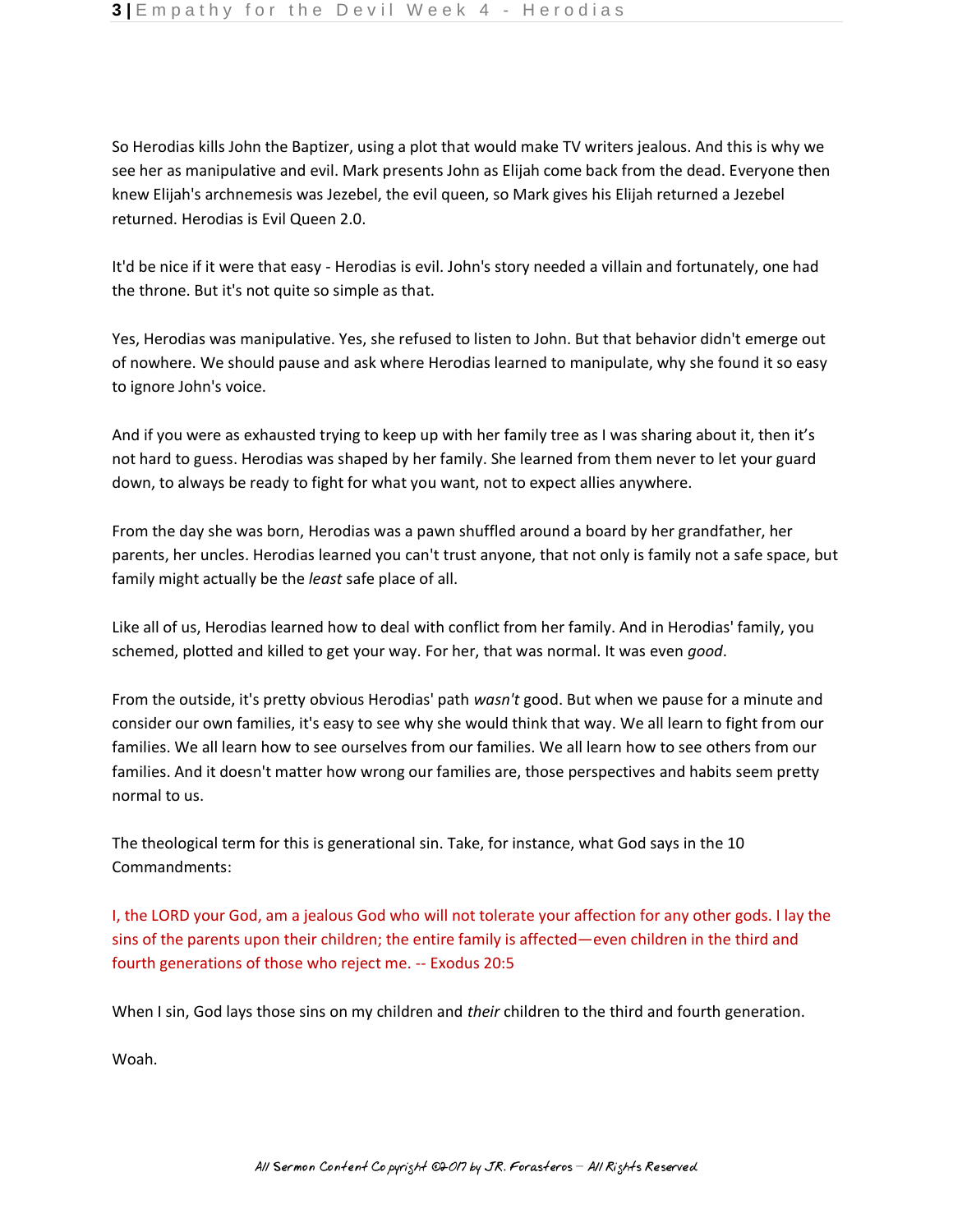So Herodias kills John the Baptizer, using a plot that would make TV writers jealous. And this is why we see her as manipulative and evil. Mark presents John as Elijah come back from the dead. Everyone then knew Elijah's archnemesis was Jezebel, the evil queen, so Mark gives his Elijah returned a Jezebel returned. Herodias is Evil Queen 2.0.

It'd be nice if it were that easy - Herodias is evil. John's story needed a villain and fortunately, one had the throne. But it's not quite so simple as that.

Yes, Herodias was manipulative. Yes, she refused to listen to John. But that behavior didn't emerge out of nowhere. We should pause and ask where Herodias learned to manipulate, why she found it so easy to ignore John's voice.

And if you were as exhausted trying to keep up with her family tree as I was sharing about it, then it's not hard to guess. Herodias was shaped by her family. She learned from them never to let your guard down, to always be ready to fight for what you want, not to expect allies anywhere.

From the day she was born, Herodias was a pawn shuffled around a board by her grandfather, her parents, her uncles. Herodias learned you can't trust anyone, that not only is family not a safe space, but family might actually be the *least* safe place of all.

Like all of us, Herodias learned how to deal with conflict from her family. And in Herodias' family, you schemed, plotted and killed to get your way. For her, that was normal. It was even *good*.

From the outside, it's pretty obvious Herodias' path *wasn't* good. But when we pause for a minute and consider our own families, it's easy to see why she would think that way. We all learn to fight from our families. We all learn how to see ourselves from our families. We all learn how to see others from our families. And it doesn't matter how wrong our families are, those perspectives and habits seem pretty normal to us.

The theological term for this is generational sin. Take, for instance, what God says in the 10 Commandments:

I, the LORD your God, am a jealous God who will not tolerate your affection for any other gods. I lay the sins of the parents upon their children; the entire family is affected—even children in the third and fourth generations of those who reject me. -- Exodus 20:5

When I sin, God lays those sins on my children and *their* children to the third and fourth generation.

Woah.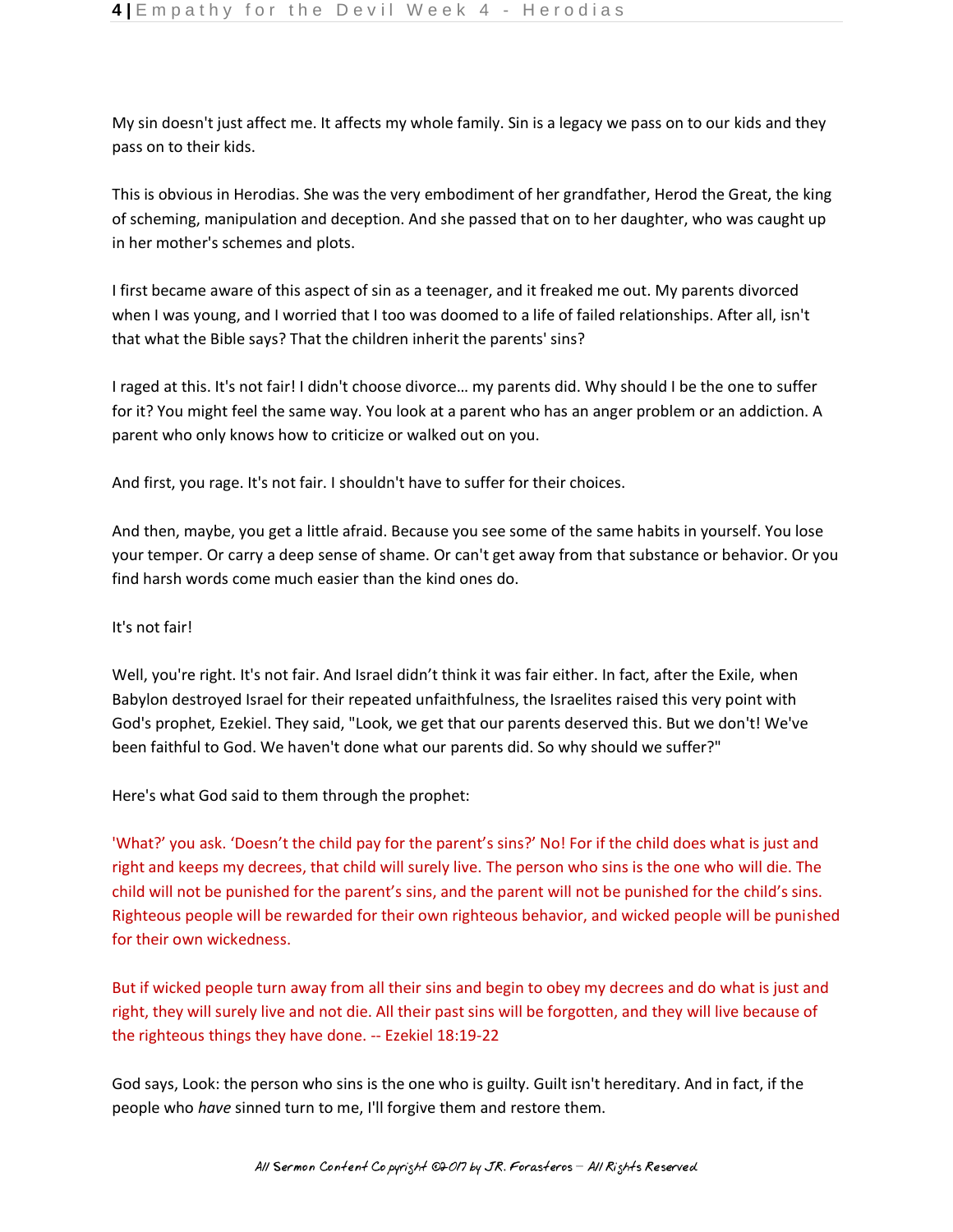My sin doesn't just affect me. It affects my whole family. Sin is a legacy we pass on to our kids and they pass on to their kids.

This is obvious in Herodias. She was the very embodiment of her grandfather, Herod the Great, the king of scheming, manipulation and deception. And she passed that on to her daughter, who was caught up in her mother's schemes and plots.

I first became aware of this aspect of sin as a teenager, and it freaked me out. My parents divorced when I was young, and I worried that I too was doomed to a life of failed relationships. After all, isn't that what the Bible says? That the children inherit the parents' sins?

I raged at this. It's not fair! I didn't choose divorce… my parents did. Why should I be the one to suffer for it? You might feel the same way. You look at a parent who has an anger problem or an addiction. A parent who only knows how to criticize or walked out on you.

And first, you rage. It's not fair. I shouldn't have to suffer for their choices.

And then, maybe, you get a little afraid. Because you see some of the same habits in yourself. You lose your temper. Or carry a deep sense of shame. Or can't get away from that substance or behavior. Or you find harsh words come much easier than the kind ones do.

It's not fair!

Well, you're right. It's not fair. And Israel didn't think it was fair either. In fact, after the Exile, when Babylon destroyed Israel for their repeated unfaithfulness, the Israelites raised this very point with God's prophet, Ezekiel. They said, "Look, we get that our parents deserved this. But we don't! We've been faithful to God. We haven't done what our parents did. So why should we suffer?"

Here's what God said to them through the prophet:

'What?' you ask. 'Doesn't the child pay for the parent's sins?' No! For if the child does what is just and right and keeps my decrees, that child will surely live. The person who sins is the one who will die. The child will not be punished for the parent's sins, and the parent will not be punished for the child's sins. Righteous people will be rewarded for their own righteous behavior, and wicked people will be punished for their own wickedness.

But if wicked people turn away from all their sins and begin to obey my decrees and do what is just and right, they will surely live and not die. All their past sins will be forgotten, and they will live because of the righteous things they have done. -- Ezekiel 18:19-22

God says, Look: the person who sins is the one who is guilty. Guilt isn't hereditary. And in fact, if the people who *have* sinned turn to me, I'll forgive them and restore them.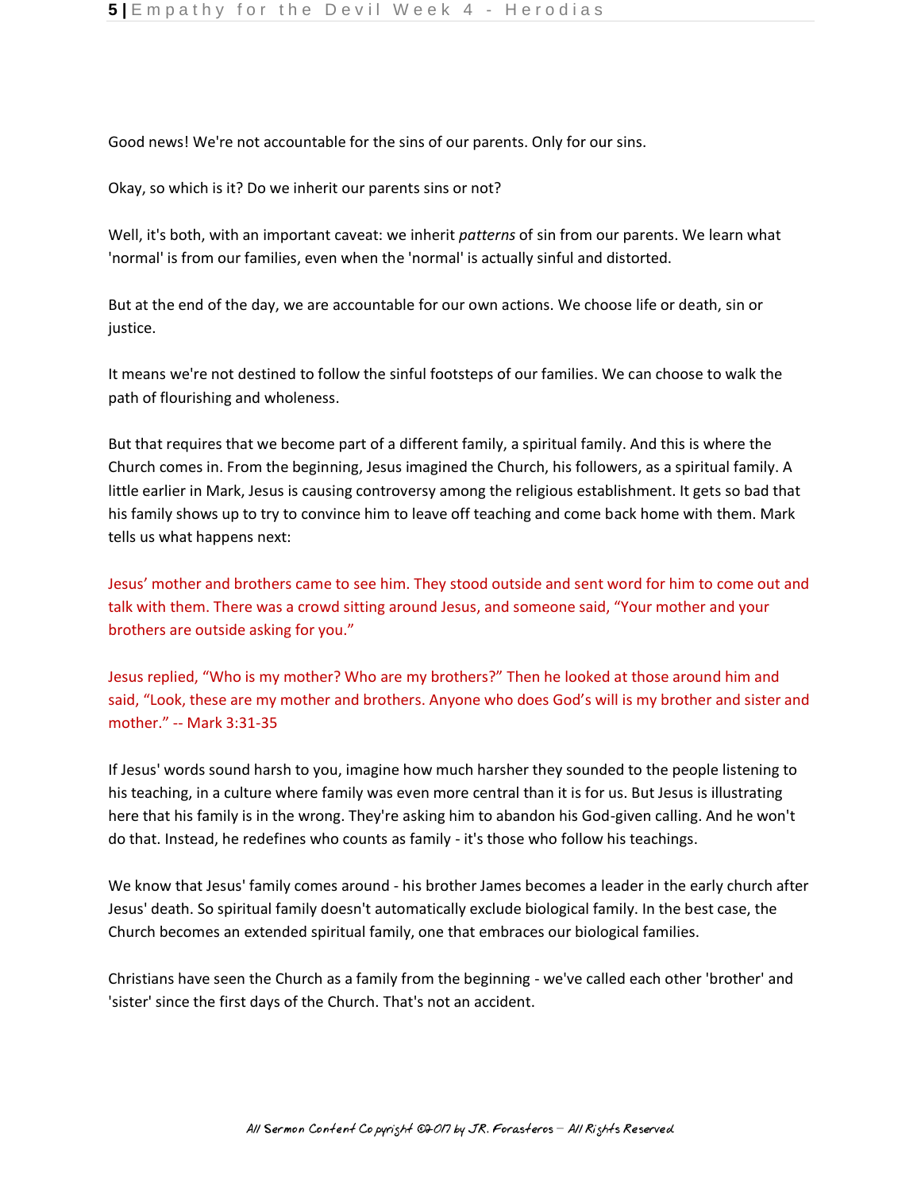Good news! We're not accountable for the sins of our parents. Only for our sins.

Okay, so which is it? Do we inherit our parents sins or not?

Well, it's both, with an important caveat: we inherit *patterns* of sin from our parents. We learn what 'normal' is from our families, even when the 'normal' is actually sinful and distorted.

But at the end of the day, we are accountable for our own actions. We choose life or death, sin or justice.

It means we're not destined to follow the sinful footsteps of our families. We can choose to walk the path of flourishing and wholeness.

But that requires that we become part of a different family, a spiritual family. And this is where the Church comes in. From the beginning, Jesus imagined the Church, his followers, as a spiritual family. A little earlier in Mark, Jesus is causing controversy among the religious establishment. It gets so bad that his family shows up to try to convince him to leave off teaching and come back home with them. Mark tells us what happens next:

Jesus' mother and brothers came to see him. They stood outside and sent word for him to come out and talk with them. There was a crowd sitting around Jesus, and someone said, "Your mother and your brothers are outside asking for you."

Jesus replied, "Who is my mother? Who are my brothers?" Then he looked at those around him and said, "Look, these are my mother and brothers. Anyone who does God's will is my brother and sister and mother." -- Mark 3:31-35

If Jesus' words sound harsh to you, imagine how much harsher they sounded to the people listening to his teaching, in a culture where family was even more central than it is for us. But Jesus is illustrating here that his family is in the wrong. They're asking him to abandon his God-given calling. And he won't do that. Instead, he redefines who counts as family - it's those who follow his teachings.

We know that Jesus' family comes around - his brother James becomes a leader in the early church after Jesus' death. So spiritual family doesn't automatically exclude biological family. In the best case, the Church becomes an extended spiritual family, one that embraces our biological families.

Christians have seen the Church as a family from the beginning - we've called each other 'brother' and 'sister' since the first days of the Church. That's not an accident.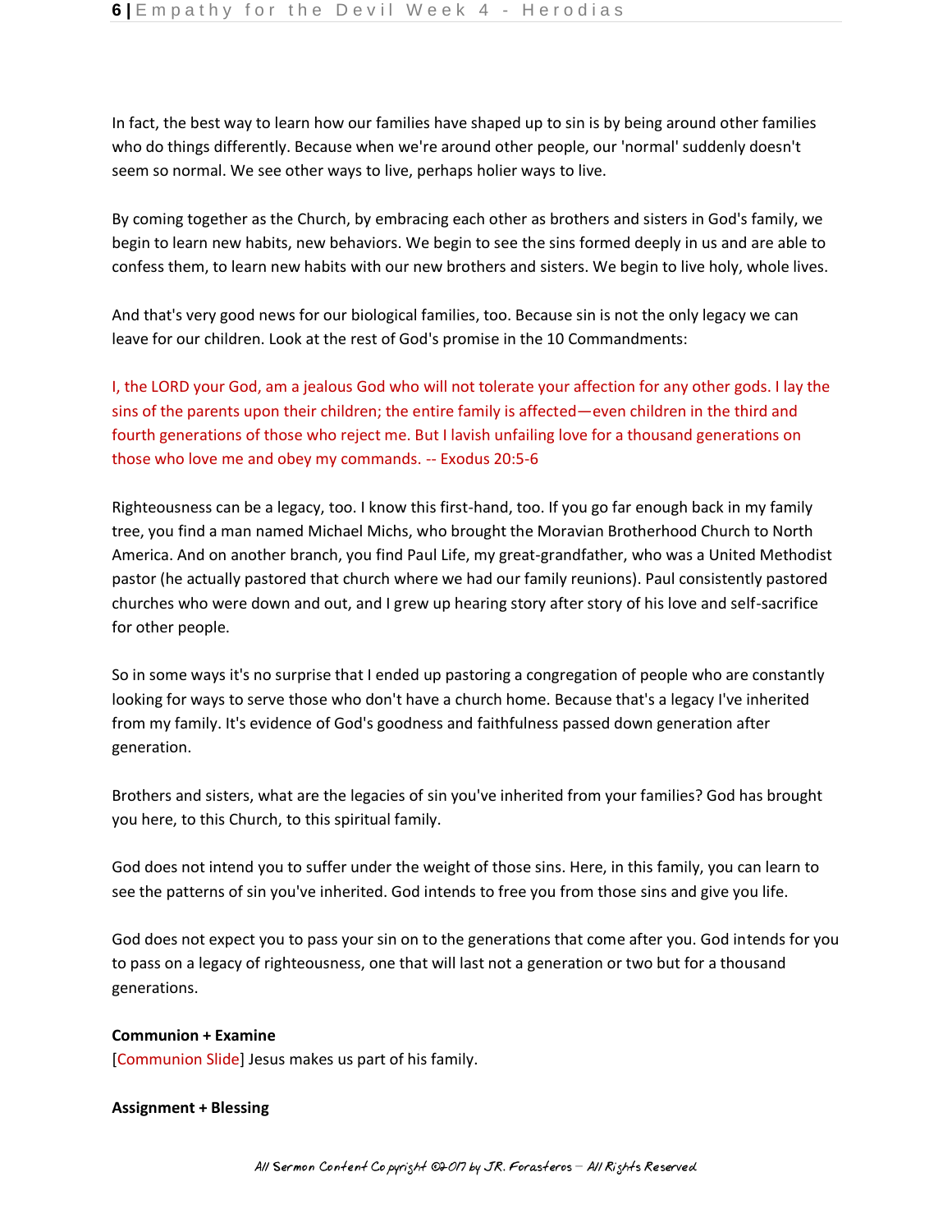In fact, the best way to learn how our families have shaped up to sin is by being around other families who do things differently. Because when we're around other people, our 'normal' suddenly doesn't seem so normal. We see other ways to live, perhaps holier ways to live.

By coming together as the Church, by embracing each other as brothers and sisters in God's family, we begin to learn new habits, new behaviors. We begin to see the sins formed deeply in us and are able to confess them, to learn new habits with our new brothers and sisters. We begin to live holy, whole lives.

And that's very good news for our biological families, too. Because sin is not the only legacy we can leave for our children. Look at the rest of God's promise in the 10 Commandments:

I, the LORD your God, am a jealous God who will not tolerate your affection for any other gods. I lay the sins of the parents upon their children; the entire family is affected—even children in the third and fourth generations of those who reject me. But I lavish unfailing love for a thousand generations on those who love me and obey my commands. -- Exodus 20:5-6

Righteousness can be a legacy, too. I know this first-hand, too. If you go far enough back in my family tree, you find a man named Michael Michs, who brought the Moravian Brotherhood Church to North America. And on another branch, you find Paul Life, my great-grandfather, who was a United Methodist pastor (he actually pastored that church where we had our family reunions). Paul consistently pastored churches who were down and out, and I grew up hearing story after story of his love and self-sacrifice for other people.

So in some ways it's no surprise that I ended up pastoring a congregation of people who are constantly looking for ways to serve those who don't have a church home. Because that's a legacy I've inherited from my family. It's evidence of God's goodness and faithfulness passed down generation after generation.

Brothers and sisters, what are the legacies of sin you've inherited from your families? God has brought you here, to this Church, to this spiritual family.

God does not intend you to suffer under the weight of those sins. Here, in this family, you can learn to see the patterns of sin you've inherited. God intends to free you from those sins and give you life.

God does not expect you to pass your sin on to the generations that come after you. God intends for you to pass on a legacy of righteousness, one that will last not a generation or two but for a thousand generations.

**Communion + Examine**
[Communion Slide] Jesus makes us part of his family.

**Assignment + Blessing**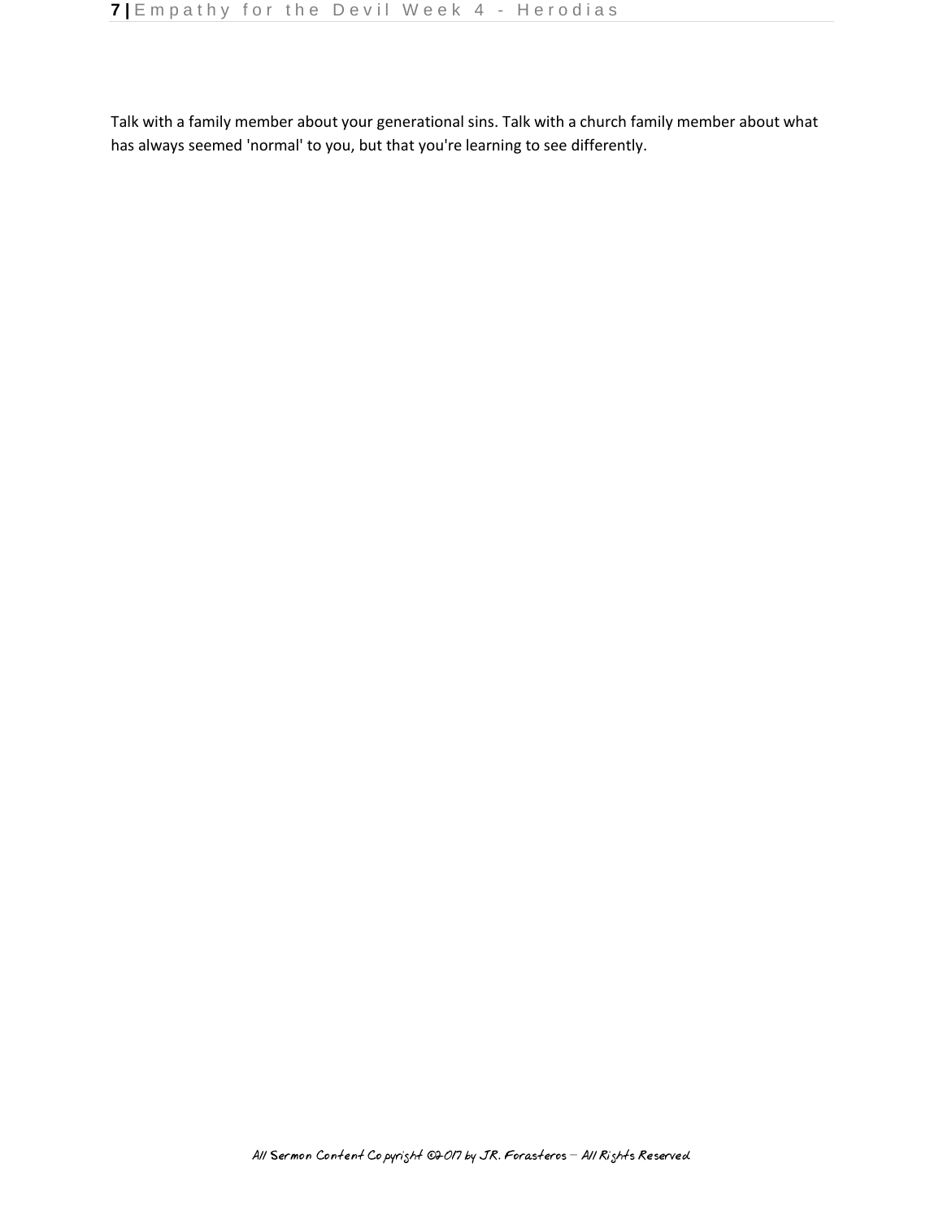Talk with a family member about your generational sins. Talk with a church family member about what has always seemed 'normal' to you, but that you're learning to see differently.